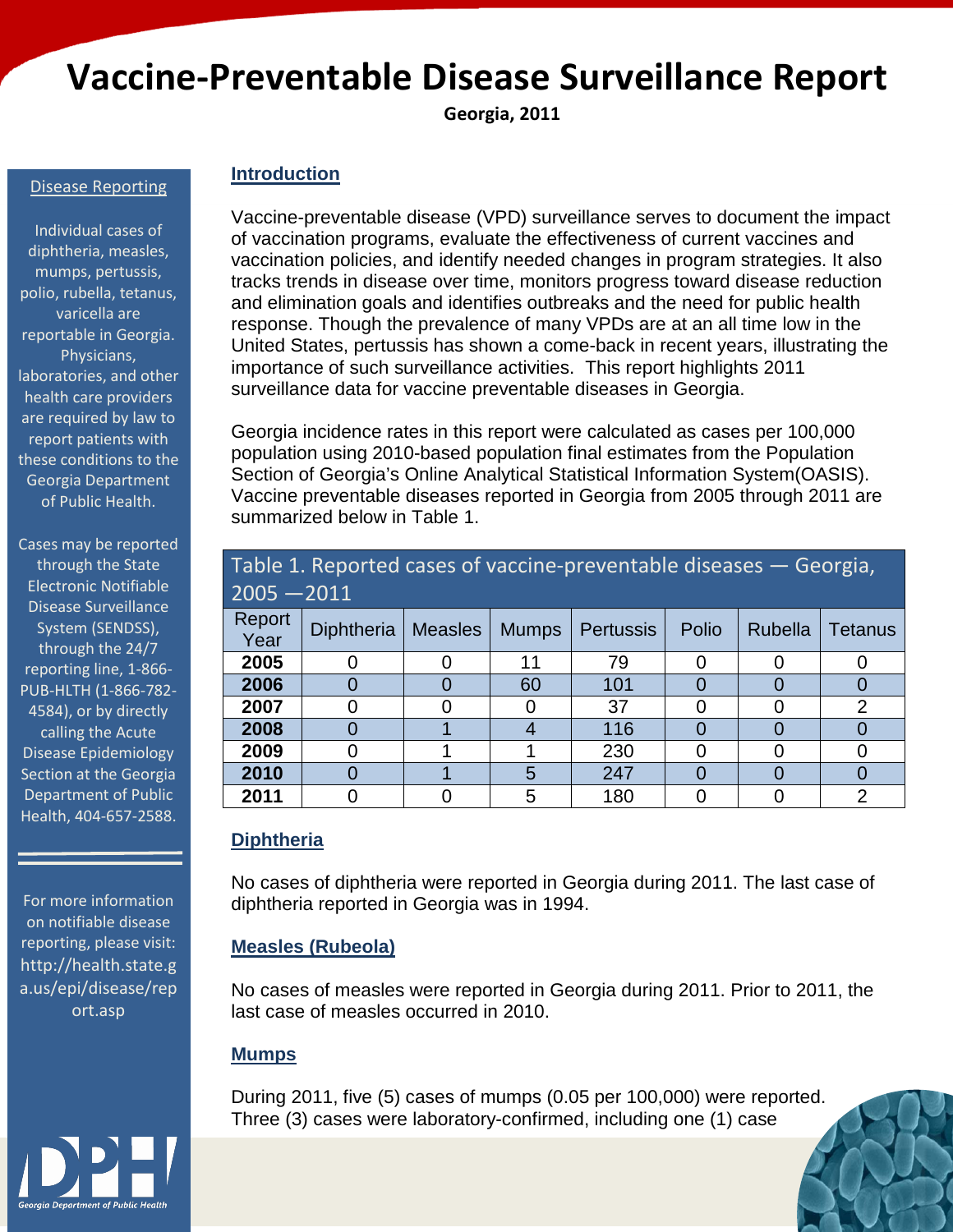# Vaccine-Preventable Disease Surveillance Report

**Georgia, 2011**

## Disease Reporting

Individual cases of diphtheria, measles, mumps, pertussis, polio, rubella, tetanus, varicella are reportable in Georgia. Physicians, laboratories, and other health care providers are required by law to report patients with these conditions to the Georgia Department of Public Health.

Cases may be reported through the State Electronic Notifiable Disease Surveillance System (SENDSS), through the 24/7 reporting line, 1-866-PUB-HLTH (1-866-782-4584), or by directly calling the Acute Disease Epidemiology Section at the Georgia Department of Public Health, 404-657-2588.

For more information on notifiable disease reporting, please visit: http://health.state.ga.us/epi/disease/report.asp

## Introduction

Vaccine-preventable disease (VPD) surveillance serves to document the impact of vaccination programs, evaluate the effectiveness of current vaccines and vaccination policies, and identify needed changes in program strategies. It also tracks trends in disease over time, monitors progress toward disease reduction and elimination goals and identifies outbreaks and the need for public health response. Though the prevalence of many VPDs are at an all time low in the United States, pertussis has shown a come-back in recent years, illustrating the importance of such surveillance activities. This report highlights 2011 surveillance data for vaccine preventable diseases in Georgia.

Georgia incidence rates in this report were calculated as cases per 100,000 population using 2010-based population final estimates from the Population Section of Georgia's Online Analytical Statistical Information System(OASIS). Vaccine preventable diseases reported in Georgia from 2005 through 2011 are summarized below in Table 1.

Table 1. Reported cases of vaccine-preventable diseases — Georgia, 2005 —2011

| Report Year | Diphtheria | Measles | Mumps | Pertussis | Polio | Rubella | Tetanus |
|---|---|---|---|---|---|---|---|
| **2005** | 0 | 0 | 11 | 79 | 0 | 0 | 0 |
| **2006** | 0 | 0 | 60 | 101 | 0 | 0 | 0 |
| **2007** | 0 | 0 | 0 | 37 | 0 | 0 | 2 |
| **2008** | 0 | 1 | 4 | 116 | 0 | 0 | 0 |
| **2009** | 0 | 1 | 1 | 230 | 0 | 0 | 0 |
| **2010** | 0 | 1 | 5 | 247 | 0 | 0 | 0 |
| **2011** | 0 | 0 | 5 | 180 | 0 | 0 | 2 |

## Diphtheria

No cases of diphtheria were reported in Georgia during 2011. The last case of diphtheria reported in Georgia was in 1994.

## Measles (Rubeola)

No cases of measles were reported in Georgia during 2011. Prior to 2011, the last case of measles occurred in 2010.

## Mumps

During 2011, five (5) cases of mumps (0.05 per 100,000) were reported. Three (3) cases were laboratory-confirmed, including one (1) case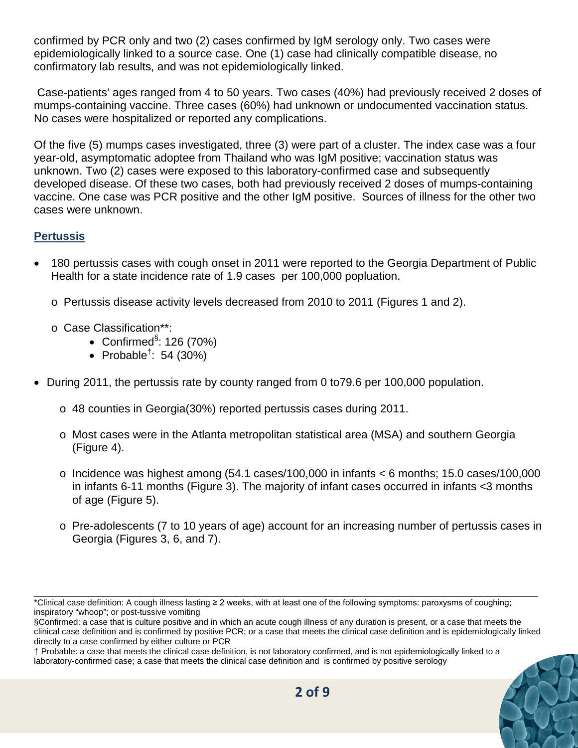confirmed by PCR only and two (2) cases confirmed by IgM serology only. Two cases were epidemiologically linked to a source case. One (1) case had clinically compatible disease, no confirmatory lab results, and was not epidemiologically linked.

Case-patients' ages ranged from 4 to 50 years. Two cases (40%) had previously received 2 doses of mumps-containing vaccine. Three cases (60%) had unknown or undocumented vaccination status. No cases were hospitalized or reported any complications.

Of the five (5) mumps cases investigated, three (3) were part of a cluster. The index case was a four year-old, asymptomatic adoptee from Thailand who was IgM positive; vaccination status was unknown. Two (2) cases were exposed to this laboratory-confirmed case and subsequently developed disease. Of these two cases, both had previously received 2 doses of mumps-containing vaccine. One case was PCR positive and the other IgM positive. Sources of illness for the other two cases were unknown.

## Pertussis

- 180 pertussis cases with cough onset in 2011 were reported to the Georgia Department of Public Health for a state incidence rate of 1.9 cases per 100,000 popluation.
  - Pertussis disease activity levels decreased from 2010 to 2011 (Figures 1 and 2).
  - Case Classification**:
    - Confirmed§: 126 (70%)
    - Probable†: 54 (30%)
- During 2011, the pertussis rate by county ranged from 0 to79.6 per 100,000 population.
  - 48 counties in Georgia(30%) reported pertussis cases during 2011.
  - Most cases were in the Atlanta metropolitan statistical area (MSA) and southern Georgia (Figure 4).
  - Incidence was highest among (54.1 cases/100,000 in infants < 6 months; 15.0 cases/100,000 in infants 6-11 months (Figure 3). The majority of infant cases occurred in infants <3 months of age (Figure 5).
  - Pre-adolescents (7 to 10 years of age) account for an increasing number of pertussis cases in Georgia (Figures 3, 6, and 7).

---

*Clinical case definition: A cough illness lasting ≥ 2 weeks, with at least one of the following symptoms: paroxysms of coughing; inspiratory "whoop"; or post-tussive vomiting

§Confirmed: a case that is culture positive and in which an acute cough illness of any duration is present, or a case that meets the clinical case definition and is confirmed by positive PCR; or a case that meets the clinical case definition and is epidemiologically linked directly to a case confirmed by either culture or PCR

† Probable: a case that meets the clinical case definition, is not laboratory confirmed, and is not epidemiologically linked to a laboratory-confirmed case; a case that meets the clinical case definition and is confirmed by positive serology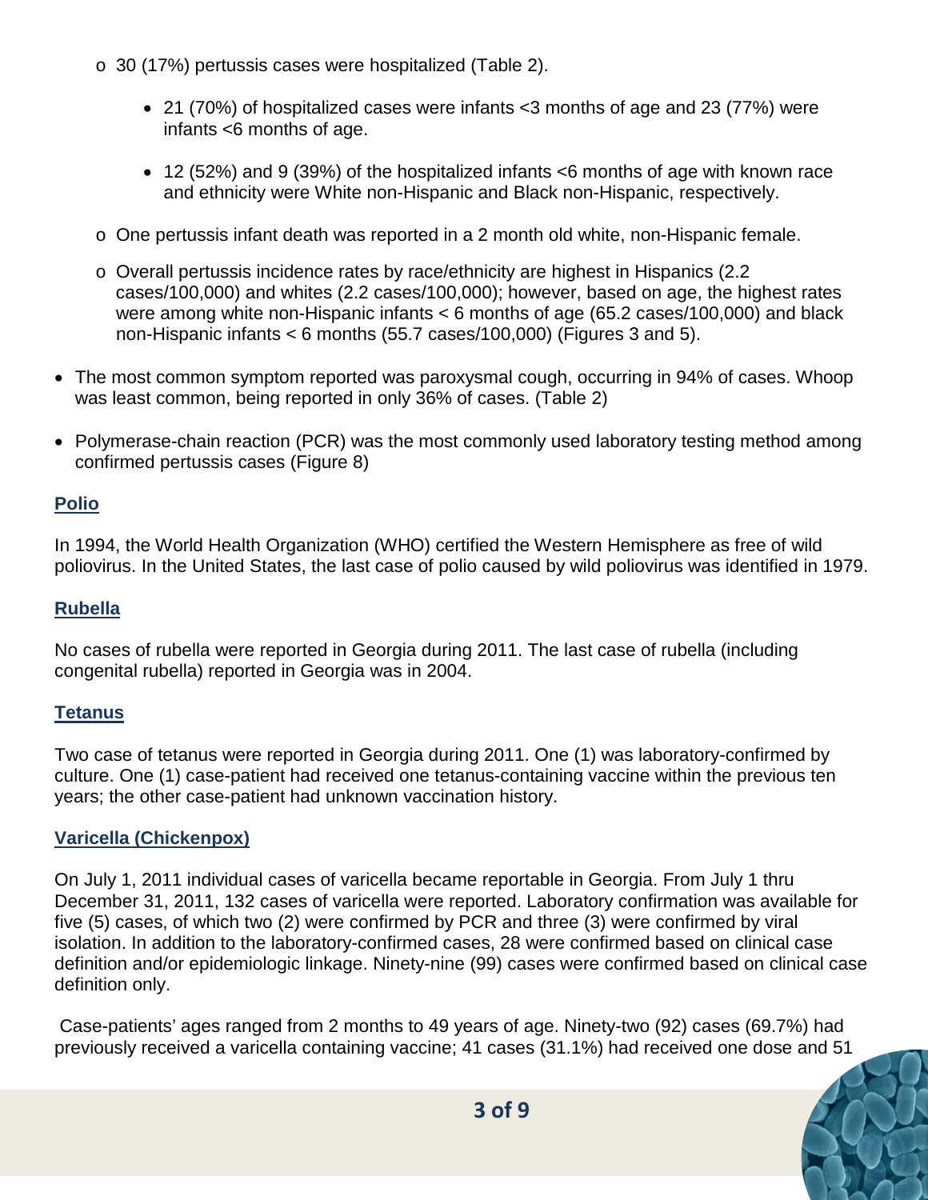- 30 (17%) pertussis cases were hospitalized (Table 2).
    - 21 (70%) of hospitalized cases were infants <3 months of age and 23 (77%) were infants <6 months of age.
    - 12 (52%) and 9 (39%) of the hospitalized infants <6 months of age with known race and ethnicity were White non-Hispanic and Black non-Hispanic, respectively.
  - One pertussis infant death was reported in a 2 month old white, non-Hispanic female.
  - Overall pertussis incidence rates by race/ethnicity are highest in Hispanics (2.2 cases/100,000) and whites (2.2 cases/100,000); however, based on age, the highest rates were among white non-Hispanic infants < 6 months of age (65.2 cases/100,000) and black non-Hispanic infants < 6 months (55.7 cases/100,000) (Figures 3 and 5).
- The most common symptom reported was paroxysmal cough, occurring in 94% of cases. Whoop was least common, being reported in only 36% of cases. (Table 2)
- Polymerase-chain reaction (PCR) was the most commonly used laboratory testing method among confirmed pertussis cases (Figure 8)

## Polio

In 1994, the World Health Organization (WHO) certified the Western Hemisphere as free of wild poliovirus. In the United States, the last case of polio caused by wild poliovirus was identified in 1979.

## Rubella

No cases of rubella were reported in Georgia during 2011. The last case of rubella (including congenital rubella) reported in Georgia was in 2004.

## Tetanus

Two case of tetanus were reported in Georgia during 2011. One (1) was laboratory-confirmed by culture. One (1) case-patient had received one tetanus-containing vaccine within the previous ten years; the other case-patient had unknown vaccination history.

## Varicella (Chickenpox)

On July 1, 2011 individual cases of varicella became reportable in Georgia. From July 1 thru December 31, 2011, 132 cases of varicella were reported. Laboratory confirmation was available for five (5) cases, of which two (2) were confirmed by PCR and three (3) were confirmed by viral isolation. In addition to the laboratory-confirmed cases, 28 were confirmed based on clinical case definition and/or epidemiologic linkage. Ninety-nine (99) cases were confirmed based on clinical case definition only.

Case-patients' ages ranged from 2 months to 49 years of age. Ninety-two (92) cases (69.7%) had previously received a varicella containing vaccine; 41 cases (31.1%) had received one dose and 51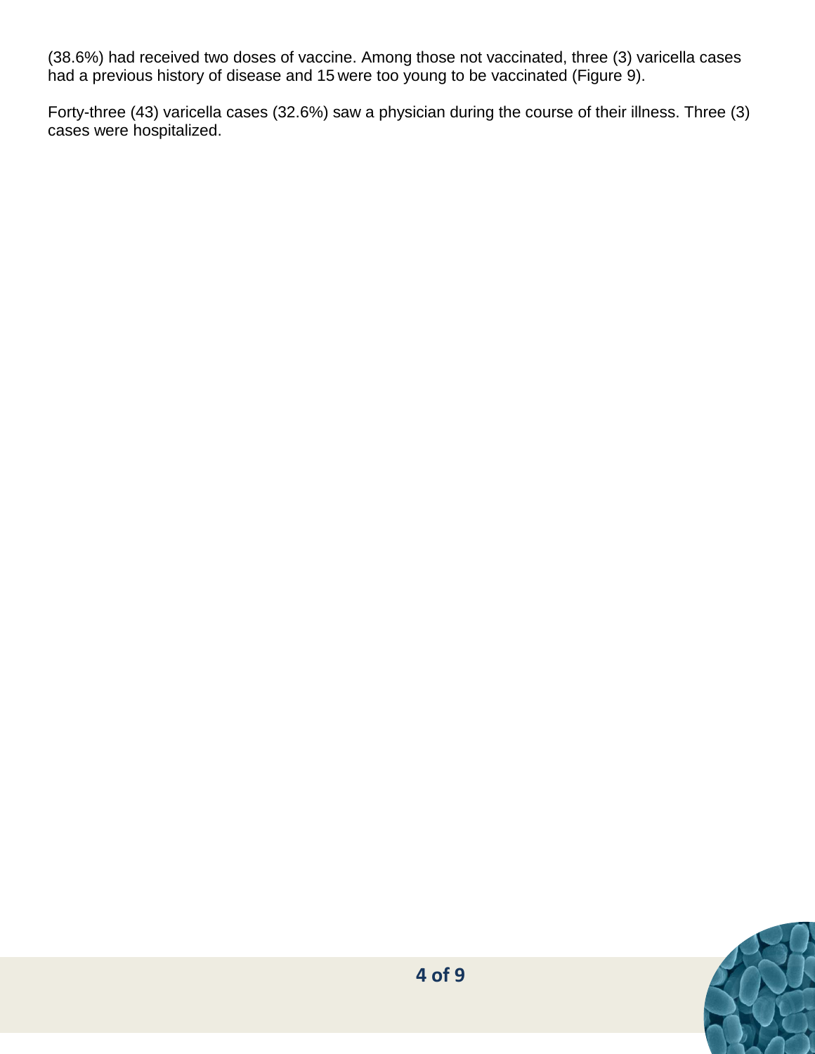(38.6%) had received two doses of vaccine. Among those not vaccinated, three (3) varicella cases had a previous history of disease and 15 were too young to be vaccinated (Figure 9).

Forty-three (43) varicella cases (32.6%) saw a physician during the course of their illness. Three (3) cases were hospitalized.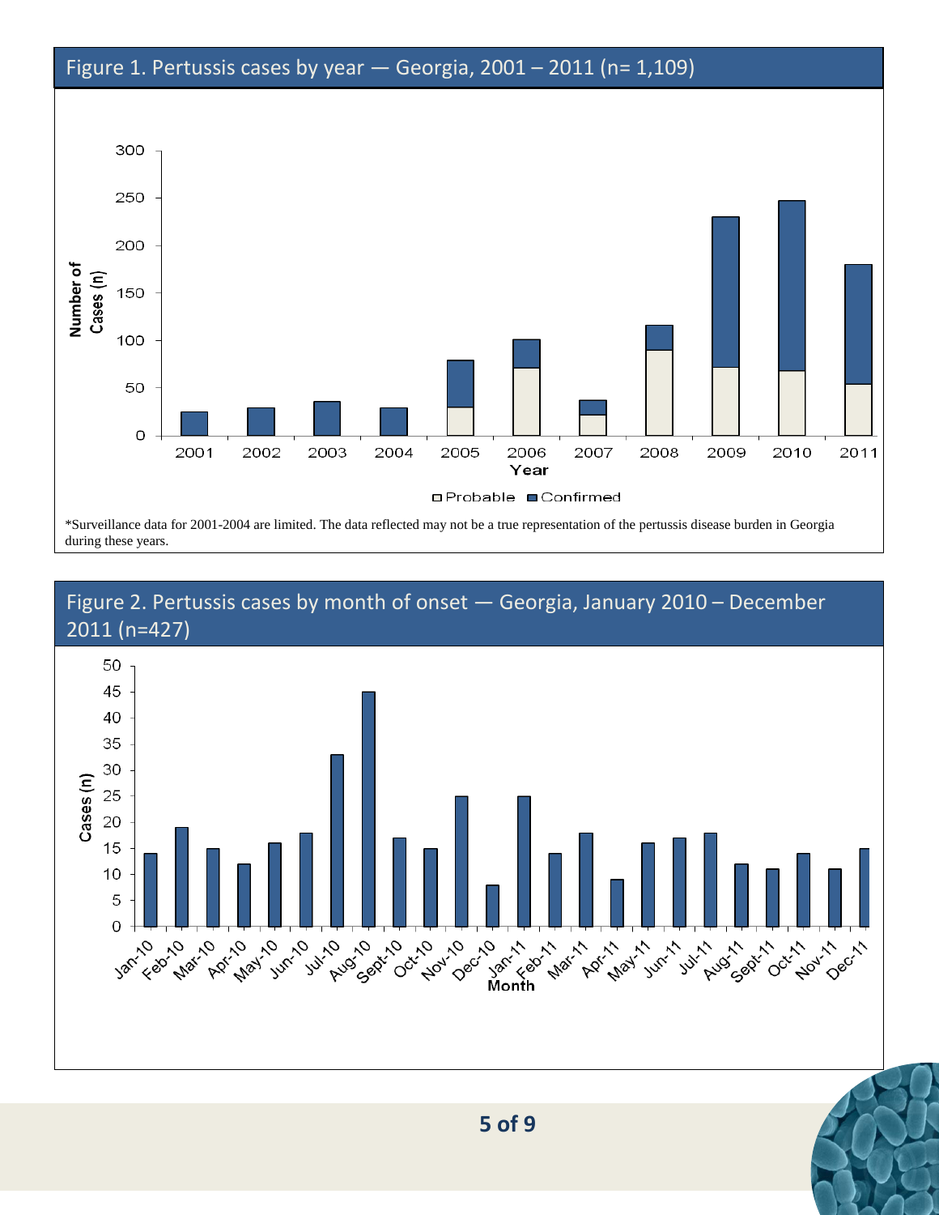## Figure 1. Pertussis cases by year — Georgia, 2001 – 2011 (n= 1,109)

*Surveillance data for 2001-2004 are limited. The data reflected may not be a true representation of the pertussis disease burden in Georgia during these years.

## Figure 2. Pertussis cases by month of onset — Georgia, January 2010 – December 2011 (n=427)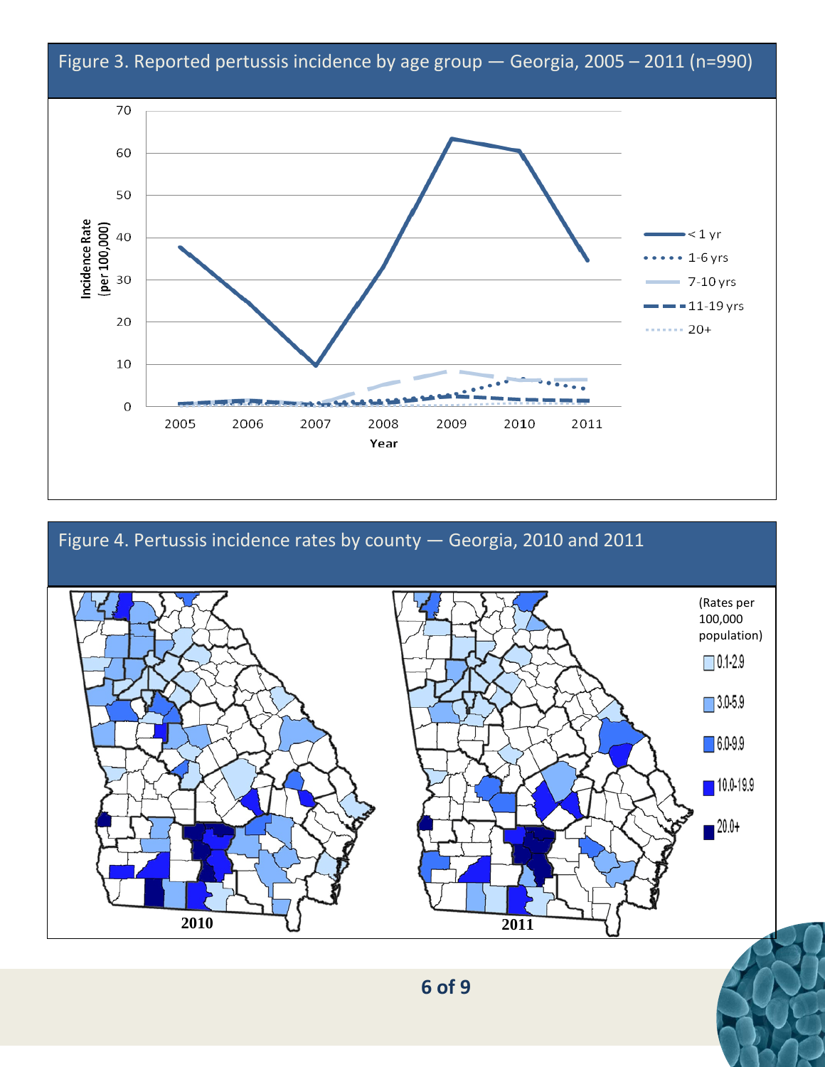## Figure 3. Reported pertussis incidence by age group — Georgia, 2005 – 2011 (n=990)

## Figure 4. Pertussis incidence rates by county — Georgia, 2010 and 2011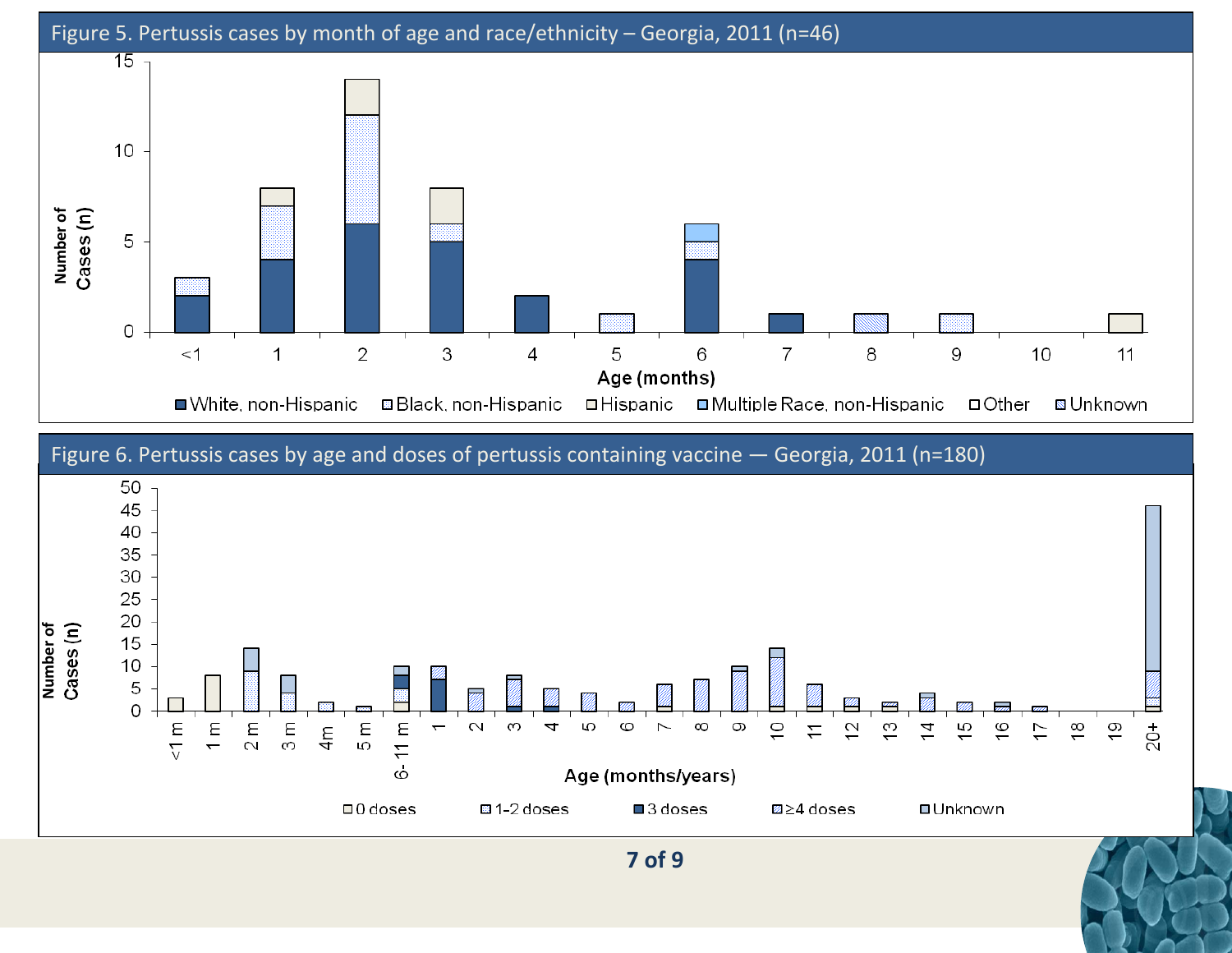## Figure 5. Pertussis cases by month of age and race/ethnicity – Georgia, 2011 (n=46)

## Figure 6. Pertussis cases by age and doses of pertussis containing vaccine — Georgia, 2011 (n=180)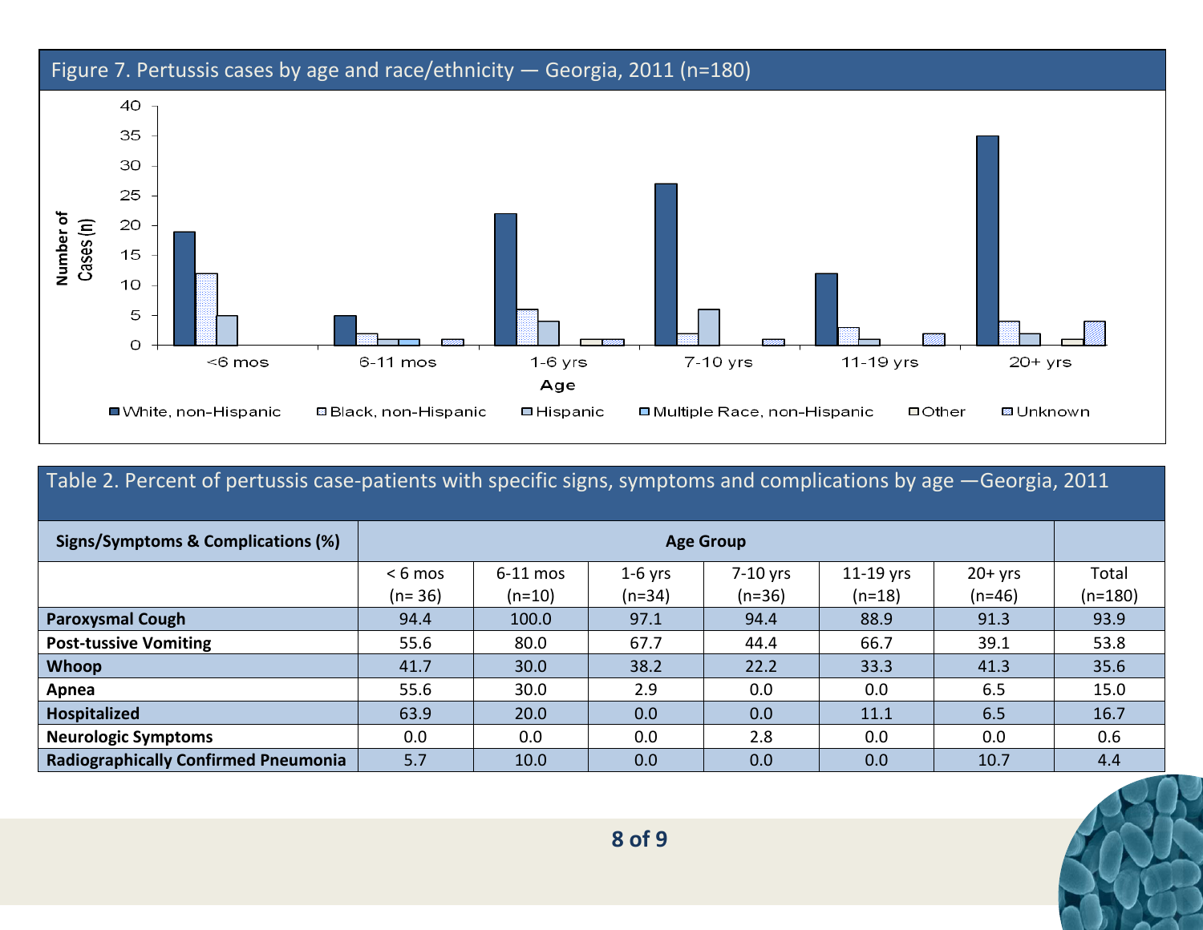Figure 7. Pertussis cases by age and race/ethnicity — Georgia, 2011 (n=180)

Table 2. Percent of pertussis case-patients with specific signs, symptoms and complications by age —Georgia, 2011

| Signs/Symptoms & Complications (%) | Age Group | | | | | | |
|---|---|---|---|---|---|---|---|
| | < 6 mos (n= 36) | 6-11 mos (n=10) | 1-6 yrs (n=34) | 7-10 yrs (n=36) | 11-19 yrs (n=18) | 20+ yrs (n=46) | Total (n=180) |
| **Paroxysmal Cough** | 94.4 | 100.0 | 97.1 | 94.4 | 88.9 | 91.3 | 93.9 |
| **Post-tussive Vomiting** | 55.6 | 80.0 | 67.7 | 44.4 | 66.7 | 39.1 | 53.8 |
| **Whoop** | 41.7 | 30.0 | 38.2 | 22.2 | 33.3 | 41.3 | 35.6 |
| **Apnea** | 55.6 | 30.0 | 2.9 | 0.0 | 0.0 | 6.5 | 15.0 |
| **Hospitalized** | 63.9 | 20.0 | 0.0 | 0.0 | 11.1 | 6.5 | 16.7 |
| **Neurologic Symptoms** | 0.0 | 0.0 | 0.0 | 2.8 | 0.0 | 0.0 | 0.6 |
| **Radiographically Confirmed Pneumonia** | 5.7 | 10.0 | 0.0 | 0.0 | 0.0 | 10.7 | 4.4 |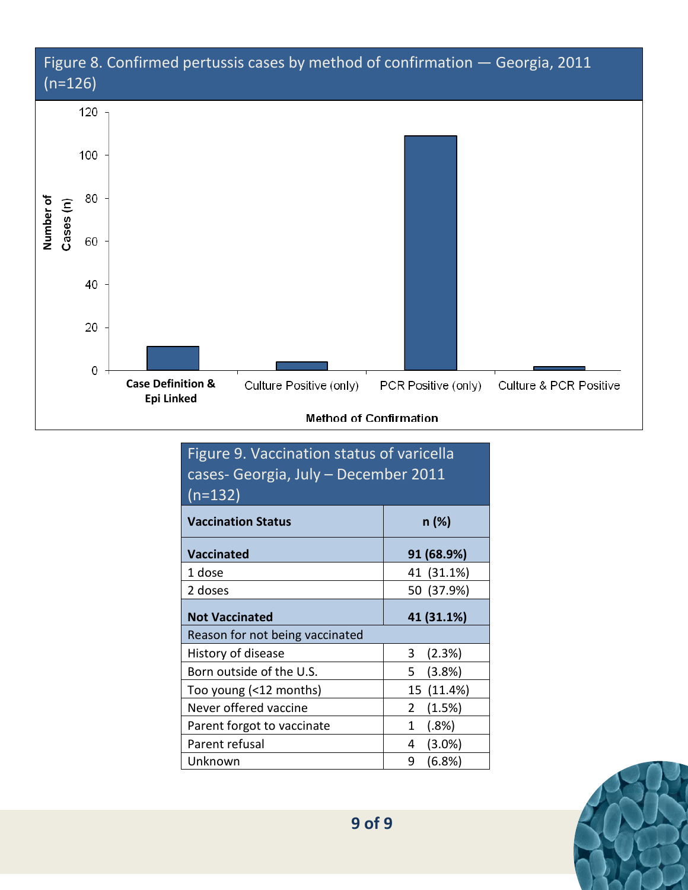Figure 8. Confirmed pertussis cases by method of confirmation — Georgia, 2011 (n=126)

Number of Cases (n)

120
100
80
60
40
20
0

Case Definition & Epi Linked
Culture Positive (only)
PCR Positive (only)
Culture & PCR Positive

Method of Confirmation

Figure 9. Vaccination status of varicella cases- Georgia, July – December 2011 (n=132)

| Vaccination Status | n (%) |
|---|---|
| **Vaccinated** | **91 (68.9%)** |
| 1 dose | 41 (31.1%) |
| 2 doses | 50 (37.9%) |
| **Not Vaccinated** | **41 (31.1%)** |
| Reason for not being vaccinated | |
| History of disease | 3 (2.3%) |
| Born outside of the U.S. | 5 (3.8%) |
| Too young (<12 months) | 15 (11.4%) |
| Never offered vaccine | 2 (1.5%) |
| Parent forgot to vaccinate | 1 (.8%) |
| Parent refusal | 4 (3.0%) |
| Unknown | 9 (6.8%) |